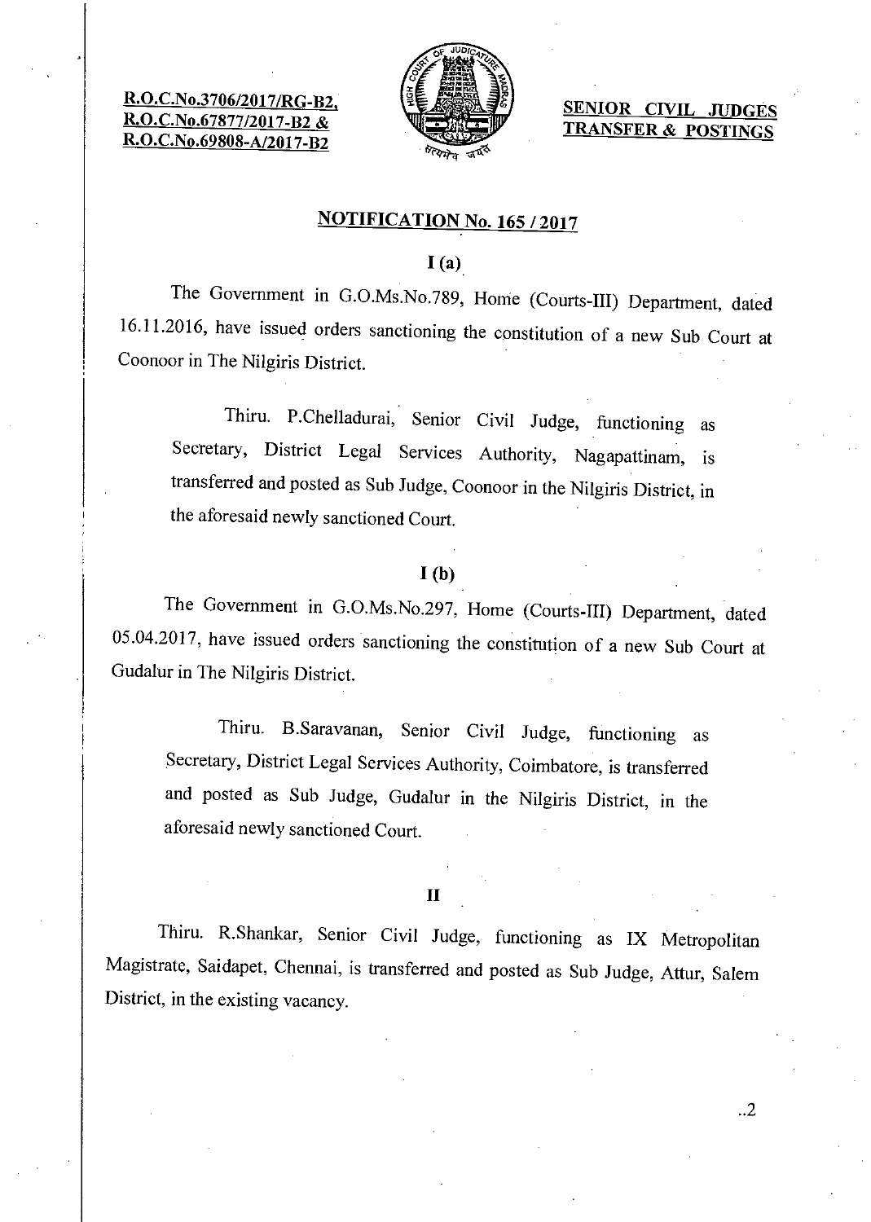**R.O.C.No.3706/2017/RG-B2,**
**R.O.C.No.67877/2017-B2 &**
**R.O.C.No.69808-A/2017-B2**

**SENIOR CIVIL JUDGES TRANSFER & POSTINGS**

## NOTIFICATION No. 165 / 2017

### I (a)

The Government in G.O.Ms.No.789, Home (Courts-III) Department, dated 16.11.2016, have issued orders sanctioning the constitution of a new Sub Court at Coonoor in The Nilgiris District.

Thiru. P.Chelladurai, Senior Civil Judge, functioning as Secretary, District Legal Services Authority, Nagapattinam, is transferred and posted as Sub Judge, Coonoor in the Nilgiris District, in the aforesaid newly sanctioned Court.

### I (b)

The Government in G.O.Ms.No.297, Home (Courts-III) Department, dated 05.04.2017, have issued orders sanctioning the constitution of a new Sub Court at Gudalur in The Nilgiris District.

Thiru. B.Saravanan, Senior Civil Judge, functioning as Secretary, District Legal Services Authority, Coimbatore, is transferred and posted as Sub Judge, Gudalur in the Nilgiris District, in the aforesaid newly sanctioned Court.

### II

Thiru. R.Shankar, Senior Civil Judge, functioning as IX Metropolitan Magistrate, Saidapet, Chennai, is transferred and posted as Sub Judge, Attur, Salem District, in the existing vacancy.

..2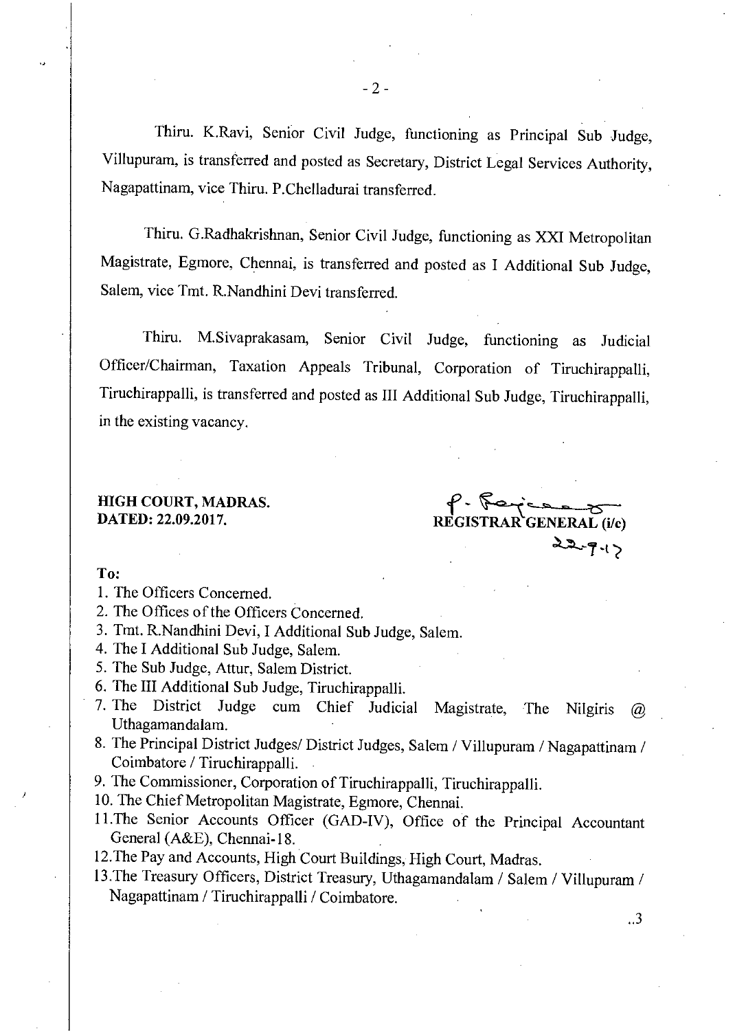Thiru. K.Ravi, Senior Civil Judge, functioning as Principal Sub Judge, Villupuram, is transferred and posted as Secretary, District Legal Services Authority, Nagapattinam, vice Thiru. P.Chelladurai transferred.

Thiru. G.Radhakrishnan, Senior Civil Judge, functioning as XXI Metropolitan Magistrate, Egmore, Chennai, is transferred and posted as I Additional Sub Judge, Salem, vice Tmt. R.Nandhini Devi transferred.

Thiru. M.Sivaprakasam, Senior Civil Judge, functioning as Judicial Officer/Chairman, Taxation Appeals Tribunal, Corporation of Tiruchirappalli, Tiruchirappalli, is transferred and posted as III Additional Sub Judge, Tiruchirappalli, in the existing vacancy.

**HIGH COURT, MADRAS.**
**DATED: 22.09.2017.**

**REGISTRAR GENERAL (i/c)**
22-9-17

**To:**

1. The Officers Concerned.
2. The Offices of the Officers Concerned.
3. Tmt. R.Nandhini Devi, I Additional Sub Judge, Salem.
4. The I Additional Sub Judge, Salem.
5. The Sub Judge, Attur, Salem District.
6. The III Additional Sub Judge, Tiruchirappalli.
7. The District Judge cum Chief Judicial Magistrate, The Nilgiris @ Uthagamandalam.
8. The Principal District Judges/ District Judges, Salem / Villupuram / Nagapattinam / Coimbatore / Tiruchirappalli.
9. The Commissioner, Corporation of Tiruchirappalli, Tiruchirappalli.
10. The Chief Metropolitan Magistrate, Egmore, Chennai.
11. The Senior Accounts Officer (GAD-IV), Office of the Principal Accountant General (A&E), Chennai-18.
12. The Pay and Accounts, High Court Buildings, High Court, Madras.
13. The Treasury Officers, District Treasury, Uthagamandalam / Salem / Villupuram / Nagapattinam / Tiruchirappalli / Coimbatore.

..3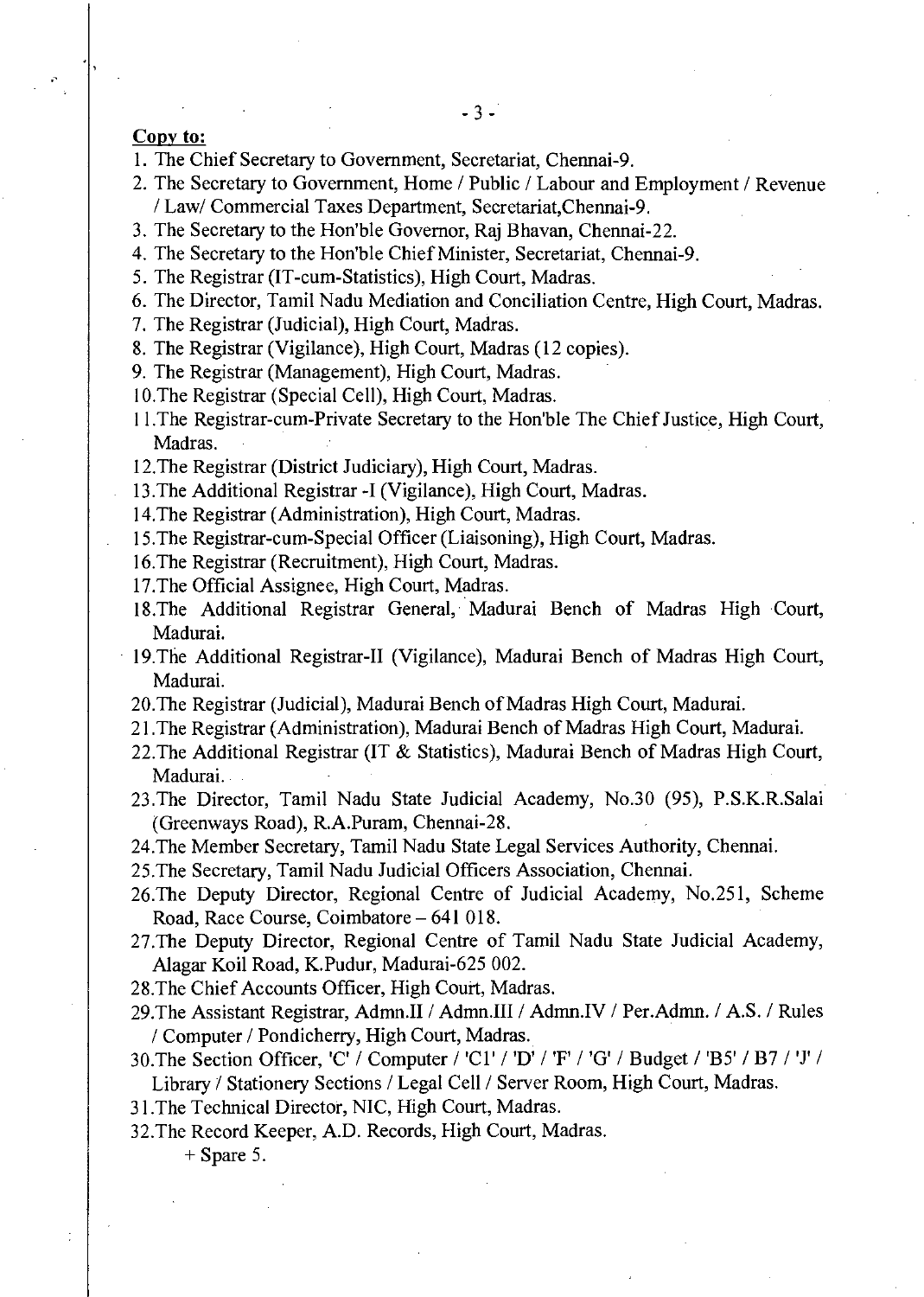**Copy to:**

1. The Chief Secretary to Government, Secretariat, Chennai-9.
2. The Secretary to Government, Home / Public / Labour and Employment / Revenue / Law/ Commercial Taxes Department, Secretariat,Chennai-9.
3. The Secretary to the Hon'ble Governor, Raj Bhavan, Chennai-22.
4. The Secretary to the Hon'ble Chief Minister, Secretariat, Chennai-9.
5. The Registrar (IT-cum-Statistics), High Court, Madras.
6. The Director, Tamil Nadu Mediation and Conciliation Centre, High Court, Madras.
7. The Registrar (Judicial), High Court, Madras.
8. The Registrar (Vigilance), High Court, Madras (12 copies).
9. The Registrar (Management), High Court, Madras.
10. The Registrar (Special Cell), High Court, Madras.
11. The Registrar-cum-Private Secretary to the Hon'ble The Chief Justice, High Court, Madras.
12. The Registrar (District Judiciary), High Court, Madras.
13. The Additional Registrar -I (Vigilance), High Court, Madras.
14. The Registrar (Administration), High Court, Madras.
15. The Registrar-cum-Special Officer (Liaisoning), High Court, Madras.
16. The Registrar (Recruitment), High Court, Madras.
17. The Official Assignee, High Court, Madras.
18. The Additional Registrar General, Madurai Bench of Madras High Court, Madurai.
19. The Additional Registrar-II (Vigilance), Madurai Bench of Madras High Court, Madurai.
20. The Registrar (Judicial), Madurai Bench of Madras High Court, Madurai.
21. The Registrar (Administration), Madurai Bench of Madras High Court, Madurai.
22. The Additional Registrar (IT & Statistics), Madurai Bench of Madras High Court, Madurai.
23. The Director, Tamil Nadu State Judicial Academy, No.30 (95), P.S.K.R.Salai (Greenways Road), R.A.Puram, Chennai-28.
24. The Member Secretary, Tamil Nadu State Legal Services Authority, Chennai.
25. The Secretary, Tamil Nadu Judicial Officers Association, Chennai.
26. The Deputy Director, Regional Centre of Judicial Academy, No.251, Scheme Road, Race Course, Coimbatore – 641 018.
27. The Deputy Director, Regional Centre of Tamil Nadu State Judicial Academy, Alagar Koil Road, K.Pudur, Madurai-625 002.
28. The Chief Accounts Officer, High Court, Madras.
29. The Assistant Registrar, Admn.II / Admn.III / Admn.IV / Per.Admn. / A.S. / Rules / Computer / Pondicherry, High Court, Madras.
30. The Section Officer, 'C' / Computer / 'C1' / 'D' / 'F' / 'G' / Budget / 'B5' / B7 / 'J' / Library / Stationery Sections / Legal Cell / Server Room, High Court, Madras.
31. The Technical Director, NIC, High Court, Madras.
32. The Record Keeper, A.D. Records, High Court, Madras.

+ Spare 5.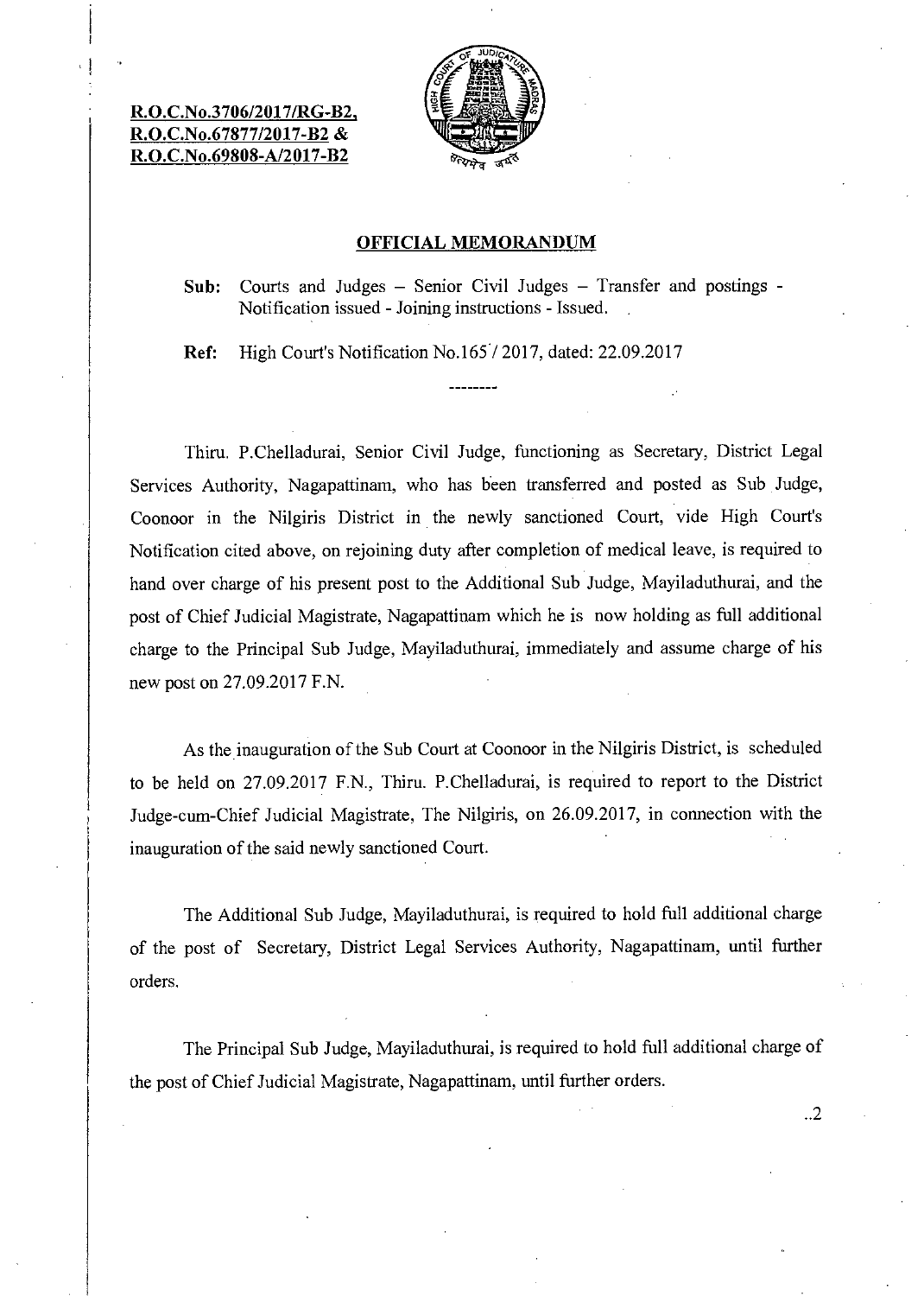**R.O.C.No.3706/2017/RG-B2,**
**R.O.C.No.67877/2017-B2 &**
**R.O.C.No.69808-A/2017-B2**

## OFFICIAL MEMORANDUM

**Sub:** Courts and Judges – Senior Civil Judges – Transfer and postings - Notification issued - Joining instructions - Issued.

**Ref:** High Court's Notification No.165 / 2017, dated: 22.09.2017

--------

Thiru. P.Chelladurai, Senior Civil Judge, functioning as Secretary, District Legal Services Authority, Nagapattinam, who has been transferred and posted as Sub Judge, Coonoor in the Nilgiris District in the newly sanctioned Court, vide High Court's Notification cited above, on rejoining duty after completion of medical leave, is required to hand over charge of his present post to the Additional Sub Judge, Mayiladuthurai, and the post of Chief Judicial Magistrate, Nagapattinam which he is now holding as full additional charge to the Principal Sub Judge, Mayiladuthurai, immediately and assume charge of his new post on 27.09.2017 F.N.

As the inauguration of the Sub Court at Coonoor in the Nilgiris District, is scheduled to be held on 27.09.2017 F.N., Thiru. P.Chelladurai, is required to report to the District Judge-cum-Chief Judicial Magistrate, The Nilgiris, on 26.09.2017, in connection with the inauguration of the said newly sanctioned Court.

The Additional Sub Judge, Mayiladuthurai, is required to hold full additional charge of the post of Secretary, District Legal Services Authority, Nagapattinam, until further orders.

The Principal Sub Judge, Mayiladuthurai, is required to hold full additional charge of the post of Chief Judicial Magistrate, Nagapattinam, until further orders.

..2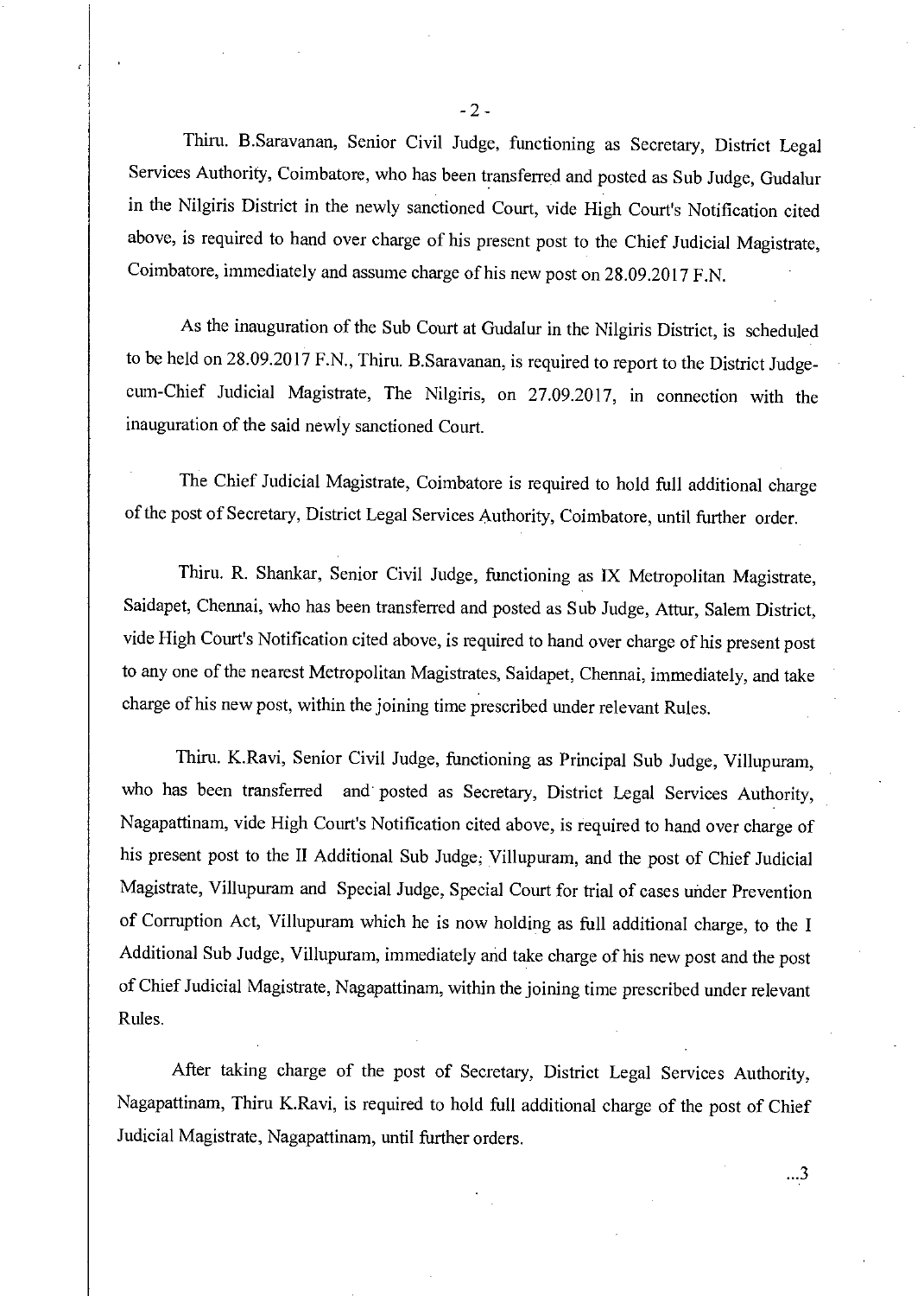Thiru. B.Saravanan, Senior Civil Judge, functioning as Secretary, District Legal Services Authority, Coimbatore, who has been transferred and posted as Sub Judge, Gudalur in the Nilgiris District in the newly sanctioned Court, vide High Court's Notification cited above, is required to hand over charge of his present post to the Chief Judicial Magistrate, Coimbatore, immediately and assume charge of his new post on 28.09.2017 F.N.

As the inauguration of the Sub Court at Gudalur in the Nilgiris District, is scheduled to be held on 28.09.2017 F.N., Thiru. B.Saravanan, is required to report to the District Judge-cum-Chief Judicial Magistrate, The Nilgiris, on 27.09.2017, in connection with the inauguration of the said newly sanctioned Court.

The Chief Judicial Magistrate, Coimbatore is required to hold full additional charge of the post of Secretary, District Legal Services Authority, Coimbatore, until further order.

Thiru. R. Shankar, Senior Civil Judge, functioning as IX Metropolitan Magistrate, Saidapet, Chennai, who has been transferred and posted as Sub Judge, Attur, Salem District, vide High Court's Notification cited above, is required to hand over charge of his present post to any one of the nearest Metropolitan Magistrates, Saidapet, Chennai, immediately, and take charge of his new post, within the joining time prescribed under relevant Rules.

Thiru. K.Ravi, Senior Civil Judge, functioning as Principal Sub Judge, Villupuram, who has been transferred and posted as Secretary, District Legal Services Authority, Nagapattinam, vide High Court's Notification cited above, is required to hand over charge of his present post to the II Additional Sub Judge, Villupuram, and the post of Chief Judicial Magistrate, Villupuram and Special Judge, Special Court for trial of cases under Prevention of Corruption Act, Villupuram which he is now holding as full additional charge, to the I Additional Sub Judge, Villupuram, immediately and take charge of his new post and the post of Chief Judicial Magistrate, Nagapattinam, within the joining time prescribed under relevant Rules.

After taking charge of the post of Secretary, District Legal Services Authority, Nagapattinam, Thiru K.Ravi, is required to hold full additional charge of the post of Chief Judicial Magistrate, Nagapattinam, until further orders.

...3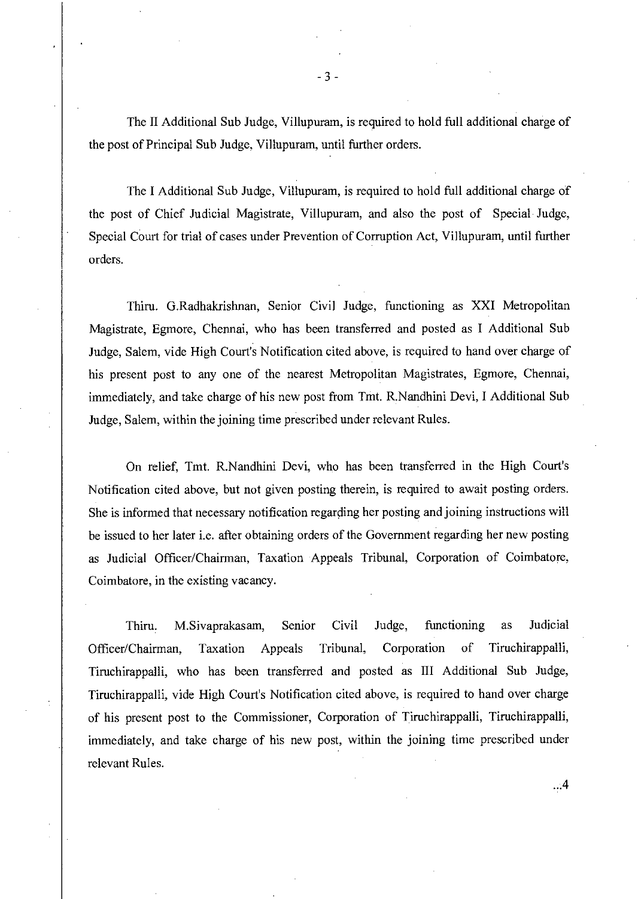The II Additional Sub Judge, Villupuram, is required to hold full additional charge of the post of Principal Sub Judge, Villupuram, until further orders.

The I Additional Sub Judge, Villupuram, is required to hold full additional charge of the post of Chief Judicial Magistrate, Villupuram, and also the post of Special Judge, Special Court for trial of cases under Prevention of Corruption Act, Villupuram, until further orders.

Thiru. G.Radhakrishnan, Senior Civil Judge, functioning as XXI Metropolitan Magistrate, Egmore, Chennai, who has been transferred and posted as I Additional Sub Judge, Salem, vide High Court's Notification cited above, is required to hand over charge of his present post to any one of the nearest Metropolitan Magistrates, Egmore, Chennai, immediately, and take charge of his new post from Tmt. R.Nandhini Devi, I Additional Sub Judge, Salem, within the joining time prescribed under relevant Rules.

On relief, Tmt. R.Nandhini Devi, who has been transferred in the High Court's Notification cited above, but not given posting therein, is required to await posting orders. She is informed that necessary notification regarding her posting and joining instructions will be issued to her later i.e. after obtaining orders of the Government regarding her new posting as Judicial Officer/Chairman, Taxation Appeals Tribunal, Corporation of Coimbatore, Coimbatore, in the existing vacancy.

Thiru. M.Sivaprakasam, Senior Civil Judge, functioning as Judicial Officer/Chairman, Taxation Appeals Tribunal, Corporation of Tiruchirappalli, Tiruchirappalli, who has been transferred and posted as III Additional Sub Judge, Tiruchirappalli, vide High Court's Notification cited above, is required to hand over charge of his present post to the Commissioner, Corporation of Tiruchirappalli, Tiruchirappalli, immediately, and take charge of his new post, within the joining time prescribed under relevant Rules.

...4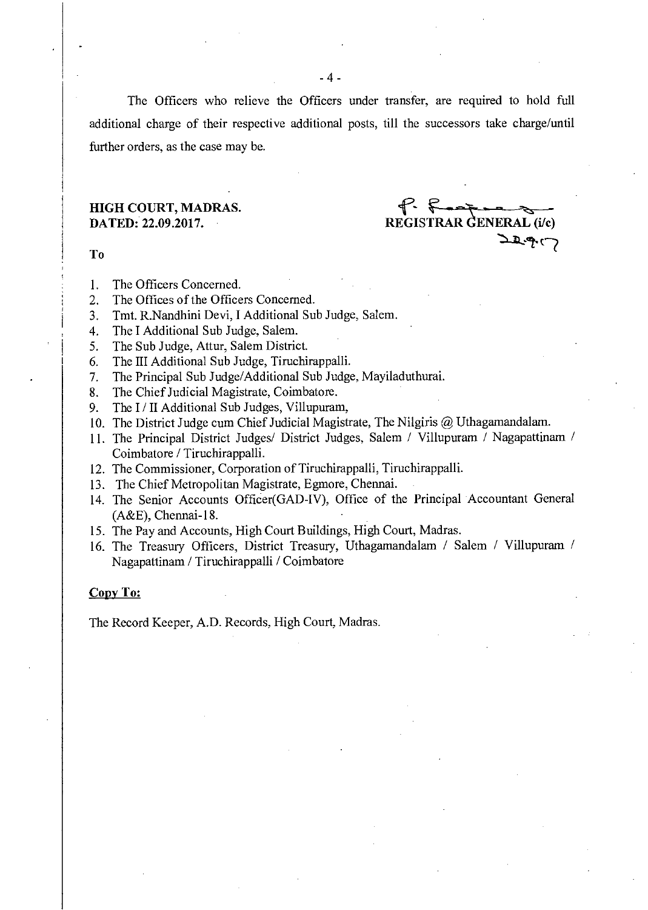The Officers who relieve the Officers under transfer, are required to hold full additional charge of their respective additional posts, till the successors take charge/until further orders, as the case may be.

**HIGH COURT, MADRAS.**
**DATED: 22.09.2017.**

**REGISTRAR GENERAL (i/c)**
22.9.17

**To**

1. The Officers Concerned.
2. The Offices of the Officers Concerned.
3. Tmt. R.Nandhini Devi, I Additional Sub Judge, Salem.
4. The I Additional Sub Judge, Salem.
5. The Sub Judge, Attur, Salem District.
6. The III Additional Sub Judge, Tiruchirappalli.
7. The Principal Sub Judge/Additional Sub Judge, Mayiladuthurai.
8. The Chief Judicial Magistrate, Coimbatore.
9. The I / II Additional Sub Judges, Villupuram,
10. The District Judge cum Chief Judicial Magistrate, The Nilgiris @ Uthagamandalam.
11. The Principal District Judges/ District Judges, Salem / Villupuram / Nagapattinam / Coimbatore / Tiruchirappalli.
12. The Commissioner, Corporation of Tiruchirappalli, Tiruchirappalli.
13. The Chief Metropolitan Magistrate, Egmore, Chennai.
14. The Senior Accounts Officer(GAD-IV), Office of the Principal Accountant General (A&E), Chennai-18.
15. The Pay and Accounts, High Court Buildings, High Court, Madras.
16. The Treasury Officers, District Treasury, Uthagamandalam / Salem / Villupuram / Nagapattinam / Tiruchirappalli / Coimbatore

**<u>Copy To:</u>**

The Record Keeper, A.D. Records, High Court, Madras.